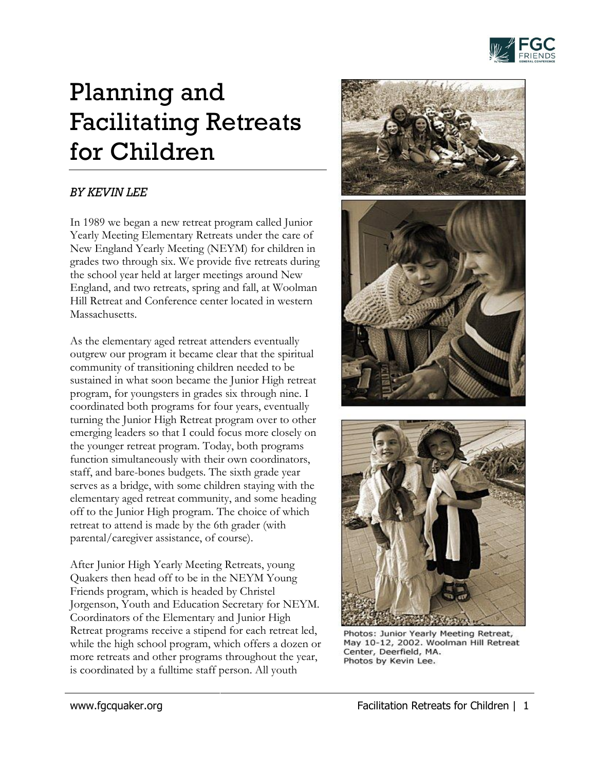# Planning and Facilitating Retreats for Children

*BY KEVIN LEE*

In 1989 we began a new retreat program called Junior Yearly Meeting Elementary Retreats under the care of New England Yearly Meeting (NEYM) for children in grades two through six. We provide five retreats during the school year held at larger meetings around New England, and two retreats, spring and fall, at Woolman Hill Retreat and Conference center located in western Massachusetts.

As the elementary aged retreat attenders eventually outgrew our program it became clear that the spiritual community of transitioning children needed to be sustained in what soon became the Junior High retreat program, for youngsters in grades six through nine. I coordinated both programs for four years, eventually turning the Junior High Retreat program over to other emerging leaders so that I could focus more closely on the younger retreat program. Today, both programs function simultaneously with their own coordinators, staff, and bare-bones budgets. The sixth grade year serves as a bridge, with some children staying with the elementary aged retreat community, and some heading off to the Junior High program. The choice of which retreat to attend is made by the 6th grader (with parental/caregiver assistance, of course).

After Junior High Yearly Meeting Retreats, young Quakers then head off to be in the NEYM Young Friends program, which is headed by Christel Jorgenson, Youth and Education Secretary for NEYM. Coordinators of the Elementary and Junior High Retreat programs receive a stipend for each retreat led, while the high school program, which offers a dozen or more retreats and other programs throughout the year, is coordinated by a fulltime staff person. All youth

Photos: Junior Yearly Meeting Retreat, May 10-12, 2002. Woolman Hill Retreat Center, Deerfield, MA. Photos by Kevin Lee.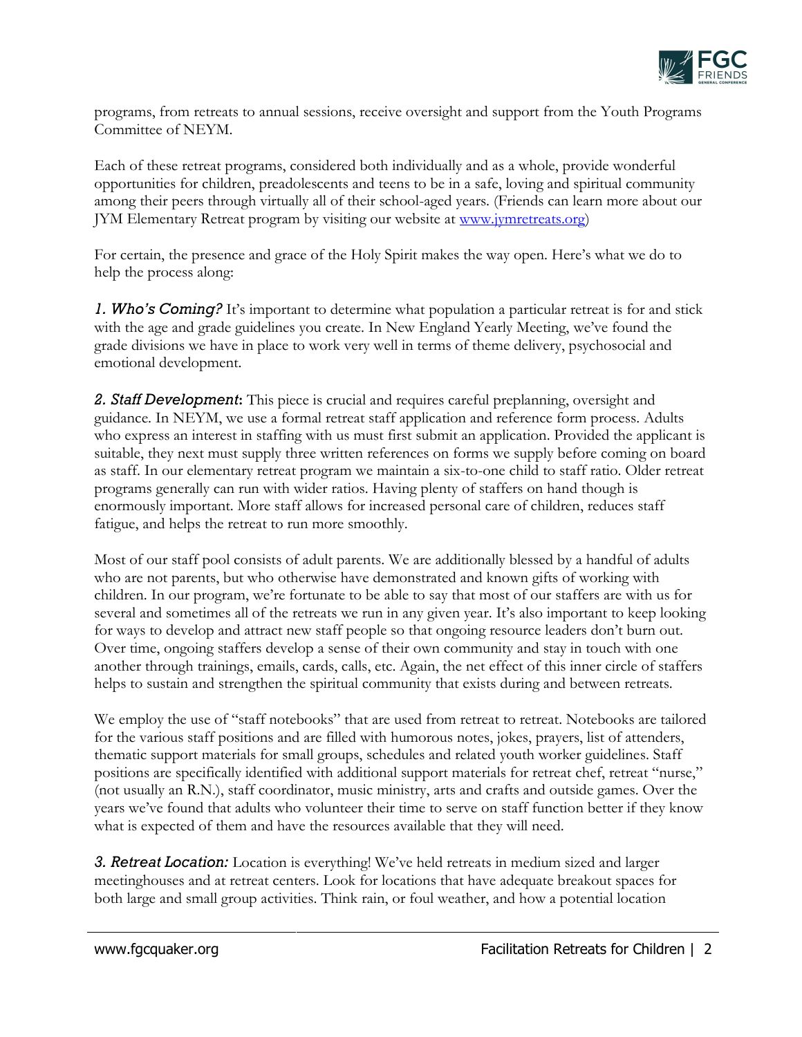programs, from retreats to annual sessions, receive oversight and support from the Youth Programs Committee of NEYM.

Each of these retreat programs, considered both individually and as a whole, provide wonderful opportunities for children, preadolescents and teens to be in a safe, loving and spiritual community among their peers through virtually all of their school-aged years. (Friends can learn more about our JYM Elementary Retreat program by visiting our website at [www.jymretreats.org](http://www.jymretreats.org))

For certain, the presence and grace of the Holy Spirit makes the way open. Here's what we do to help the process along:

***1. Who's Coming?*** It's important to determine what population a particular retreat is for and stick with the age and grade guidelines you create. In New England Yearly Meeting, we've found the grade divisions we have in place to work very well in terms of theme delivery, psychosocial and emotional development.

***2. Staff Development*:** This piece is crucial and requires careful preplanning, oversight and guidance. In NEYM, we use a formal retreat staff application and reference form process. Adults who express an interest in staffing with us must first submit an application. Provided the applicant is suitable, they next must supply three written references on forms we supply before coming on board as staff. In our elementary retreat program we maintain a six-to-one child to staff ratio. Older retreat programs generally can run with wider ratios. Having plenty of staffers on hand though is enormously important. More staff allows for increased personal care of children, reduces staff fatigue, and helps the retreat to run more smoothly.

Most of our staff pool consists of adult parents. We are additionally blessed by a handful of adults who are not parents, but who otherwise have demonstrated and known gifts of working with children. In our program, we're fortunate to be able to say that most of our staffers are with us for several and sometimes all of the retreats we run in any given year. It's also important to keep looking for ways to develop and attract new staff people so that ongoing resource leaders don't burn out. Over time, ongoing staffers develop a sense of their own community and stay in touch with one another through trainings, emails, cards, calls, etc. Again, the net effect of this inner circle of staffers helps to sustain and strengthen the spiritual community that exists during and between retreats.

We employ the use of "staff notebooks" that are used from retreat to retreat. Notebooks are tailored for the various staff positions and are filled with humorous notes, jokes, prayers, list of attenders, thematic support materials for small groups, schedules and related youth worker guidelines. Staff positions are specifically identified with additional support materials for retreat chef, retreat "nurse," (not usually an R.N.), staff coordinator, music ministry, arts and crafts and outside games. Over the years we've found that adults who volunteer their time to serve on staff function better if they know what is expected of them and have the resources available that they will need.

***3. Retreat Location:*** Location is everything! We've held retreats in medium sized and larger meetinghouses and at retreat centers. Look for locations that have adequate breakout spaces for both large and small group activities. Think rain, or foul weather, and how a potential location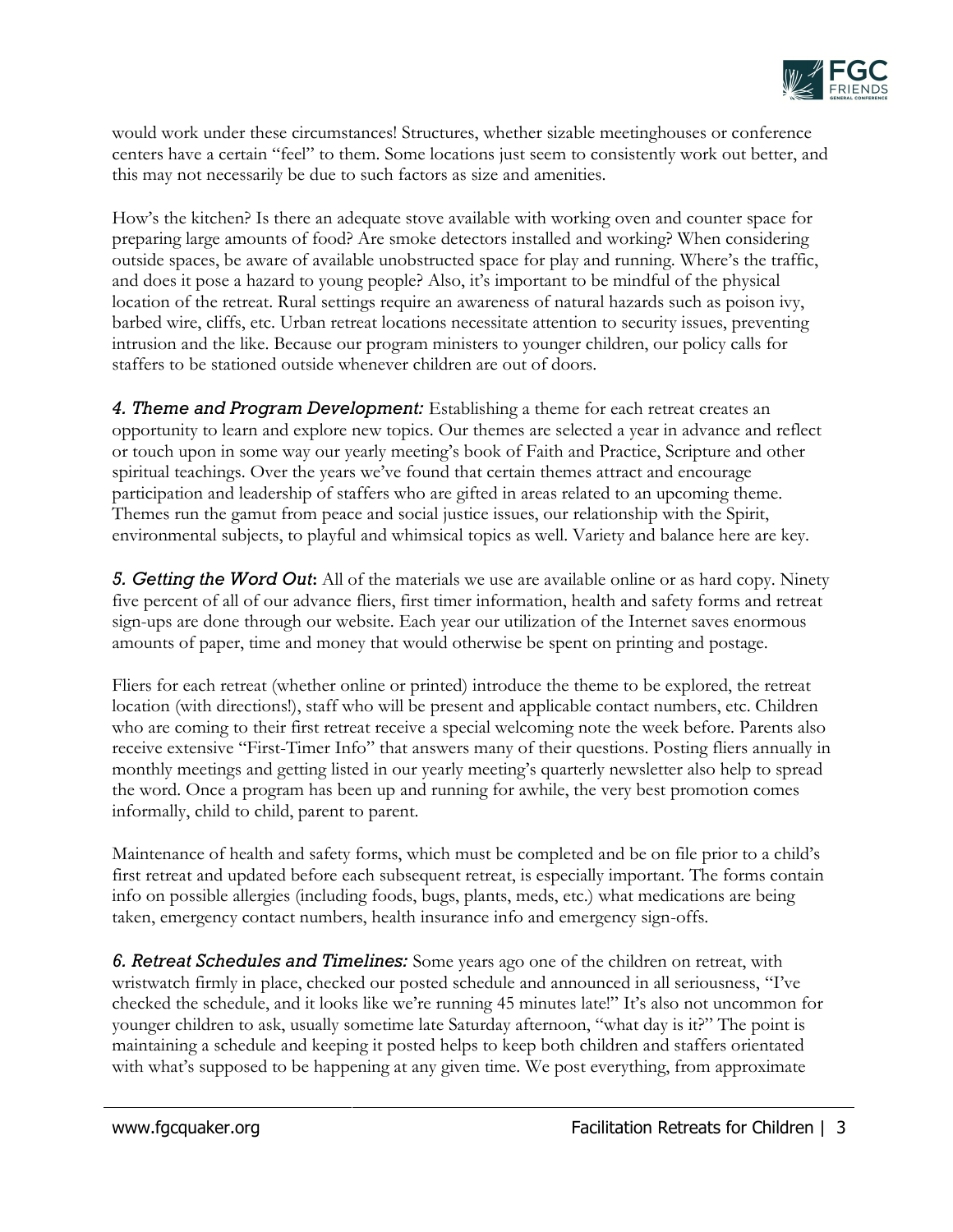would work under these circumstances! Structures, whether sizable meetinghouses or conference centers have a certain "feel" to them. Some locations just seem to consistently work out better, and this may not necessarily be due to such factors as size and amenities.

How's the kitchen? Is there an adequate stove available with working oven and counter space for preparing large amounts of food? Are smoke detectors installed and working? When considering outside spaces, be aware of available unobstructed space for play and running. Where's the traffic, and does it pose a hazard to young people? Also, it's important to be mindful of the physical location of the retreat. Rural settings require an awareness of natural hazards such as poison ivy, barbed wire, cliffs, etc. Urban retreat locations necessitate attention to security issues, preventing intrusion and the like. Because our program ministers to younger children, our policy calls for staffers to be stationed outside whenever children are out of doors.

***4. Theme and Program Development:*** Establishing a theme for each retreat creates an opportunity to learn and explore new topics. Our themes are selected a year in advance and reflect or touch upon in some way our yearly meeting's book of Faith and Practice, Scripture and other spiritual teachings. Over the years we've found that certain themes attract and encourage participation and leadership of staffers who are gifted in areas related to an upcoming theme. Themes run the gamut from peace and social justice issues, our relationship with the Spirit, environmental subjects, to playful and whimsical topics as well. Variety and balance here are key.

***5. Getting the Word Out*:** All of the materials we use are available online or as hard copy. Ninety five percent of all of our advance fliers, first timer information, health and safety forms and retreat sign-ups are done through our website. Each year our utilization of the Internet saves enormous amounts of paper, time and money that would otherwise be spent on printing and postage.

Fliers for each retreat (whether online or printed) introduce the theme to be explored, the retreat location (with directions!), staff who will be present and applicable contact numbers, etc. Children who are coming to their first retreat receive a special welcoming note the week before. Parents also receive extensive "First-Timer Info" that answers many of their questions. Posting fliers annually in monthly meetings and getting listed in our yearly meeting's quarterly newsletter also help to spread the word. Once a program has been up and running for awhile, the very best promotion comes informally, child to child, parent to parent.

Maintenance of health and safety forms, which must be completed and be on file prior to a child's first retreat and updated before each subsequent retreat, is especially important. The forms contain info on possible allergies (including foods, bugs, plants, meds, etc.) what medications are being taken, emergency contact numbers, health insurance info and emergency sign-offs.

***6. Retreat Schedules and Timelines:*** Some years ago one of the children on retreat, with wristwatch firmly in place, checked our posted schedule and announced in all seriousness, "I've checked the schedule, and it looks like we're running 45 minutes late!" It's also not uncommon for younger children to ask, usually sometime late Saturday afternoon, "what day is it?" The point is maintaining a schedule and keeping it posted helps to keep both children and staffers orientated with what's supposed to be happening at any given time. We post everything, from approximate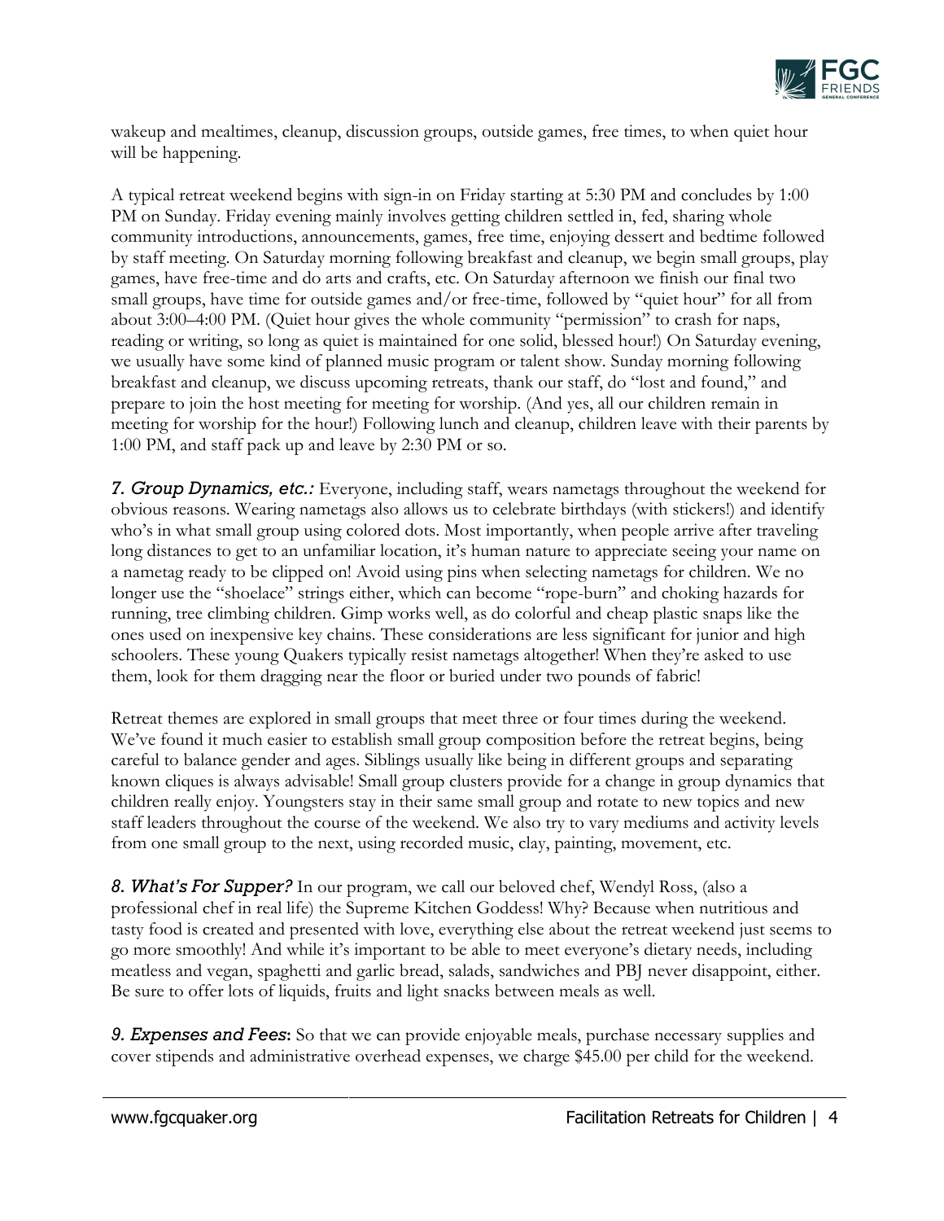wakeup and mealtimes, cleanup, discussion groups, outside games, free times, to when quiet hour will be happening.

A typical retreat weekend begins with sign-in on Friday starting at 5:30 PM and concludes by 1:00 PM on Sunday. Friday evening mainly involves getting children settled in, fed, sharing whole community introductions, announcements, games, free time, enjoying dessert and bedtime followed by staff meeting. On Saturday morning following breakfast and cleanup, we begin small groups, play games, have free-time and do arts and crafts, etc. On Saturday afternoon we finish our final two small groups, have time for outside games and/or free-time, followed by "quiet hour" for all from about 3:00–4:00 PM. (Quiet hour gives the whole community "permission" to crash for naps, reading or writing, so long as quiet is maintained for one solid, blessed hour!) On Saturday evening, we usually have some kind of planned music program or talent show. Sunday morning following breakfast and cleanup, we discuss upcoming retreats, thank our staff, do "lost and found," and prepare to join the host meeting for meeting for worship. (And yes, all our children remain in meeting for worship for the hour!) Following lunch and cleanup, children leave with their parents by 1:00 PM, and staff pack up and leave by 2:30 PM or so.

***7. Group Dynamics, etc.:*** Everyone, including staff, wears nametags throughout the weekend for obvious reasons. Wearing nametags also allows us to celebrate birthdays (with stickers!) and identify who's in what small group using colored dots. Most importantly, when people arrive after traveling long distances to get to an unfamiliar location, it's human nature to appreciate seeing your name on a nametag ready to be clipped on! Avoid using pins when selecting nametags for children. We no longer use the "shoelace" strings either, which can become "rope-burn" and choking hazards for running, tree climbing children. Gimp works well, as do colorful and cheap plastic snaps like the ones used on inexpensive key chains. These considerations are less significant for junior and high schoolers. These young Quakers typically resist nametags altogether! When they're asked to use them, look for them dragging near the floor or buried under two pounds of fabric!

Retreat themes are explored in small groups that meet three or four times during the weekend. We've found it much easier to establish small group composition before the retreat begins, being careful to balance gender and ages. Siblings usually like being in different groups and separating known cliques is always advisable! Small group clusters provide for a change in group dynamics that children really enjoy. Youngsters stay in their same small group and rotate to new topics and new staff leaders throughout the course of the weekend. We also try to vary mediums and activity levels from one small group to the next, using recorded music, clay, painting, movement, etc.

***8. What's For Supper?*** In our program, we call our beloved chef, Wendyl Ross, (also a professional chef in real life) the Supreme Kitchen Goddess! Why? Because when nutritious and tasty food is created and presented with love, everything else about the retreat weekend just seems to go more smoothly! And while it's important to be able to meet everyone's dietary needs, including meatless and vegan, spaghetti and garlic bread, salads, sandwiches and PBJ never disappoint, either. Be sure to offer lots of liquids, fruits and light snacks between meals as well.

***9. Expenses and Fees*:** So that we can provide enjoyable meals, purchase necessary supplies and cover stipends and administrative overhead expenses, we charge $45.00 per child for the weekend.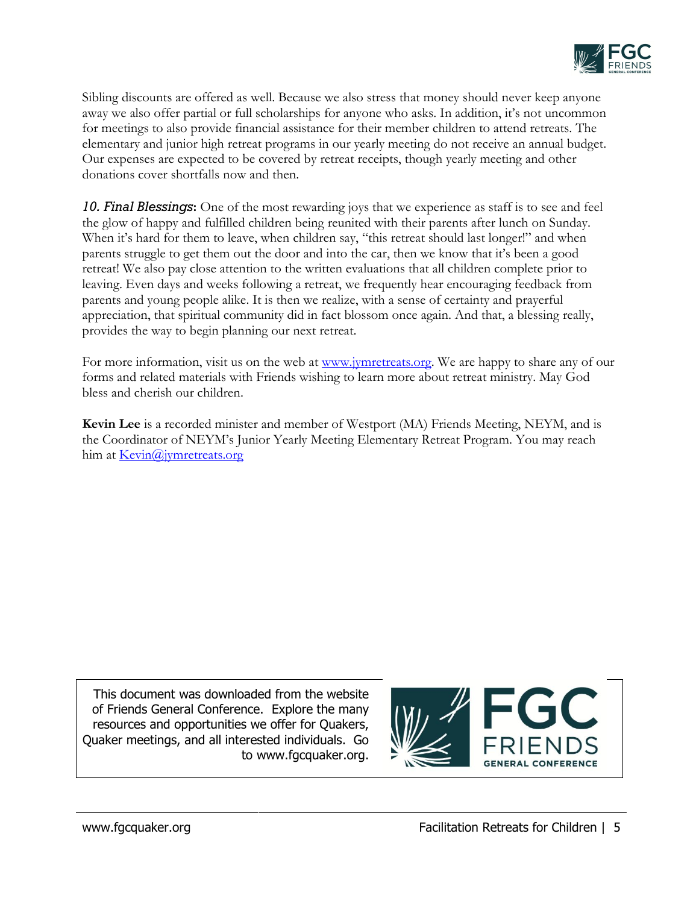Sibling discounts are offered as well. Because we also stress that money should never keep anyone away we also offer partial or full scholarships for anyone who asks. In addition, it's not uncommon for meetings to also provide financial assistance for their member children to attend retreats. The elementary and junior high retreat programs in our yearly meeting do not receive an annual budget. Our expenses are expected to be covered by retreat receipts, though yearly meeting and other donations cover shortfalls now and then.

***10. Final Blessings*:** One of the most rewarding joys that we experience as staff is to see and feel the glow of happy and fulfilled children being reunited with their parents after lunch on Sunday. When it's hard for them to leave, when children say, "this retreat should last longer!" and when parents struggle to get them out the door and into the car, then we know that it's been a good retreat! We also pay close attention to the written evaluations that all children complete prior to leaving. Even days and weeks following a retreat, we frequently hear encouraging feedback from parents and young people alike. It is then we realize, with a sense of certainty and prayerful appreciation, that spiritual community did in fact blossom once again. And that, a blessing really, provides the way to begin planning our next retreat.

For more information, visit us on the web at [www.jymretreats.org](http://www.jymretreats.org). We are happy to share any of our forms and related materials with Friends wishing to learn more about retreat ministry. May God bless and cherish our children.

**Kevin Lee** is a recorded minister and member of Westport (MA) Friends Meeting, NEYM, and is the Coordinator of NEYM's Junior Yearly Meeting Elementary Retreat Program. You may reach him at [Kevin@jymretreats.org](mailto:Kevin@jymretreats.org)

This document was downloaded from the website of Friends General Conference. Explore the many resources and opportunities we offer for Quakers, Quaker meetings, and all interested individuals. Go to www.fgcquaker.org.